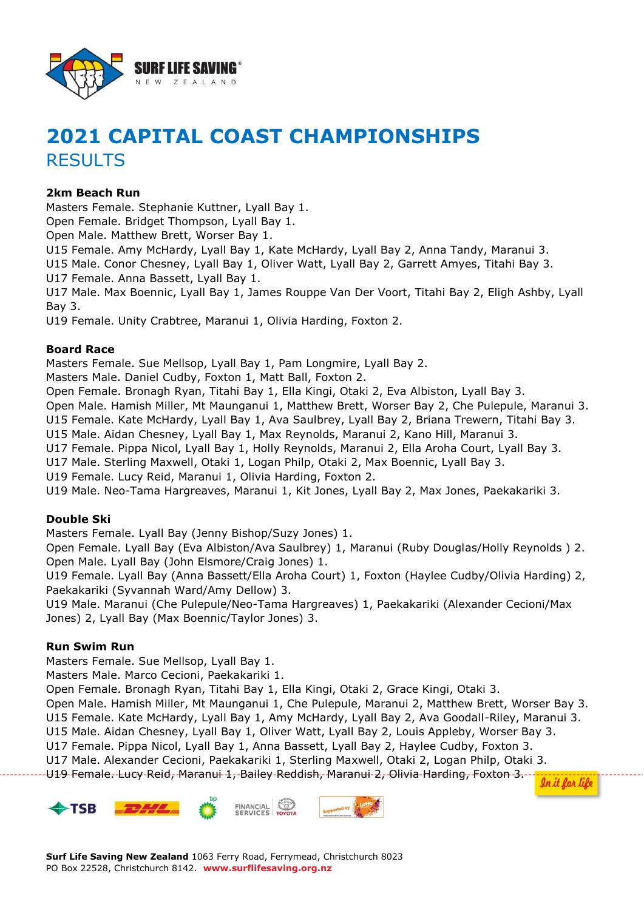# 2021 CAPITAL COAST CHAMPIONSHIPS

## RESULTS

**2km Beach Run**

Masters Female. Stephanie Kuttner, Lyall Bay 1.
Open Female. Bridget Thompson, Lyall Bay 1.
Open Male. Matthew Brett, Worser Bay 1.
U15 Female. Amy McHardy, Lyall Bay 1, Kate McHardy, Lyall Bay 2, Anna Tandy, Maranui 3.
U15 Male. Conor Chesney, Lyall Bay 1, Oliver Watt, Lyall Bay 2, Garrett Amyes, Titahi Bay 3.
U17 Female. Anna Bassett, Lyall Bay 1.
U17 Male. Max Boennic, Lyall Bay 1, James Rouppe Van Der Voort, Titahi Bay 2, Eligh Ashby, Lyall Bay 3.
U19 Female. Unity Crabtree, Maranui 1, Olivia Harding, Foxton 2.

**Board Race**

Masters Female. Sue Mellsop, Lyall Bay 1, Pam Longmire, Lyall Bay 2.
Masters Male. Daniel Cudby, Foxton 1, Matt Ball, Foxton 2.
Open Female. Bronagh Ryan, Titahi Bay 1, Ella Kingi, Otaki 2, Eva Albiston, Lyall Bay 3.
Open Male. Hamish Miller, Mt Maunganui 1, Matthew Brett, Worser Bay 2, Che Pulepule, Maranui 3.
U15 Female. Kate McHardy, Lyall Bay 1, Ava Saulbrey, Lyall Bay 2, Briana Trewern, Titahi Bay 3.
U15 Male. Aidan Chesney, Lyall Bay 1, Max Reynolds, Maranui 2, Kano Hill, Maranui 3.
U17 Female. Pippa Nicol, Lyall Bay 1, Holly Reynolds, Maranui 2, Ella Aroha Court, Lyall Bay 3.
U17 Male. Sterling Maxwell, Otaki 1, Logan Philp, Otaki 2, Max Boennic, Lyall Bay 3.
U19 Female. Lucy Reid, Maranui 1, Olivia Harding, Foxton 2.
U19 Male. Neo-Tama Hargreaves, Maranui 1, Kit Jones, Lyall Bay 2, Max Jones, Paekakariki 3.

**Double Ski**

Masters Female. Lyall Bay (Jenny Bishop/Suzy Jones) 1.
Open Female. Lyall Bay (Eva Albiston/Ava Saulbrey) 1, Maranui (Ruby Douglas/Holly Reynolds ) 2.
Open Male. Lyall Bay (John Elsmore/Craig Jones) 1.
U19 Female. Lyall Bay (Anna Bassett/Ella Aroha Court) 1, Foxton (Haylee Cudby/Olivia Harding) 2, Paekakariki (Syvannah Ward/Amy Dellow) 3.
U19 Male. Maranui (Che Pulepule/Neo-Tama Hargreaves) 1, Paekakariki (Alexander Cecioni/Max Jones) 2, Lyall Bay (Max Boennic/Taylor Jones) 3.

**Run Swim Run**

Masters Female. Sue Mellsop, Lyall Bay 1.
Masters Male. Marco Cecioni, Paekakariki 1.
Open Female. Bronagh Ryan, Titahi Bay 1, Ella Kingi, Otaki 2, Grace Kingi, Otaki 3.
Open Male. Hamish Miller, Mt Maunganui 1, Che Pulepule, Maranui 2, Matthew Brett, Worser Bay 3.
U15 Female. Kate McHardy, Lyall Bay 1, Amy McHardy, Lyall Bay 2, Ava Goodall-Riley, Maranui 3.
U15 Male. Aidan Chesney, Lyall Bay 1, Oliver Watt, Lyall Bay 2, Louis Appleby, Worser Bay 3.
U17 Female. Pippa Nicol, Lyall Bay 1, Anna Bassett, Lyall Bay 2, Haylee Cudby, Foxton 3.
U17 Male. Alexander Cecioni, Paekakariki 1, Sterling Maxwell, Otaki 2, Logan Philp, Otaki 3.
U19 Female. Lucy Reid, Maranui 1, Bailey Reddish, Maranui 2, Olivia Harding, Foxton 3.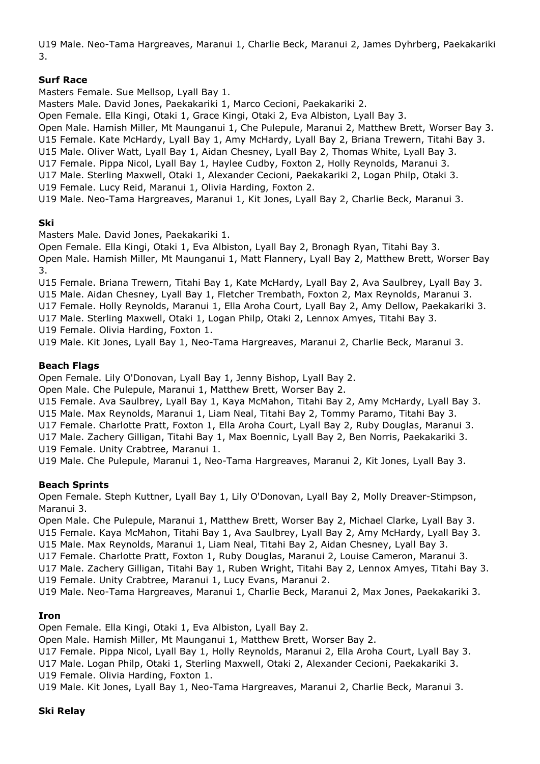U19 Male. Neo-Tama Hargreaves, Maranui 1, Charlie Beck, Maranui 2, James Dyhrberg, Paekakariki 3.

**Surf Race**

Masters Female. Sue Mellsop, Lyall Bay 1.
Masters Male. David Jones, Paekakariki 1, Marco Cecioni, Paekakariki 2.
Open Female. Ella Kingi, Otaki 1, Grace Kingi, Otaki 2, Eva Albiston, Lyall Bay 3.
Open Male. Hamish Miller, Mt Maunganui 1, Che Pulepule, Maranui 2, Matthew Brett, Worser Bay 3.
U15 Female. Kate McHardy, Lyall Bay 1, Amy McHardy, Lyall Bay 2, Briana Trewern, Titahi Bay 3.
U15 Male. Oliver Watt, Lyall Bay 1, Aidan Chesney, Lyall Bay 2, Thomas White, Lyall Bay 3.
U17 Female. Pippa Nicol, Lyall Bay 1, Haylee Cudby, Foxton 2, Holly Reynolds, Maranui 3.
U17 Male. Sterling Maxwell, Otaki 1, Alexander Cecioni, Paekakariki 2, Logan Philp, Otaki 3.
U19 Female. Lucy Reid, Maranui 1, Olivia Harding, Foxton 2.
U19 Male. Neo-Tama Hargreaves, Maranui 1, Kit Jones, Lyall Bay 2, Charlie Beck, Maranui 3.

**Ski**

Masters Male. David Jones, Paekakariki 1.
Open Female. Ella Kingi, Otaki 1, Eva Albiston, Lyall Bay 2, Bronagh Ryan, Titahi Bay 3.
Open Male. Hamish Miller, Mt Maunganui 1, Matt Flannery, Lyall Bay 2, Matthew Brett, Worser Bay 3.
U15 Female. Briana Trewern, Titahi Bay 1, Kate McHardy, Lyall Bay 2, Ava Saulbrey, Lyall Bay 3.
U15 Male. Aidan Chesney, Lyall Bay 1, Fletcher Trembath, Foxton 2, Max Reynolds, Maranui 3.
U17 Female. Holly Reynolds, Maranui 1, Ella Aroha Court, Lyall Bay 2, Amy Dellow, Paekakariki 3.
U17 Male. Sterling Maxwell, Otaki 1, Logan Philp, Otaki 2, Lennox Amyes, Titahi Bay 3.
U19 Female. Olivia Harding, Foxton 1.
U19 Male. Kit Jones, Lyall Bay 1, Neo-Tama Hargreaves, Maranui 2, Charlie Beck, Maranui 3.

**Beach Flags**

Open Female. Lily O'Donovan, Lyall Bay 1, Jenny Bishop, Lyall Bay 2.
Open Male. Che Pulepule, Maranui 1, Matthew Brett, Worser Bay 2.
U15 Female. Ava Saulbrey, Lyall Bay 1, Kaya McMahon, Titahi Bay 2, Amy McHardy, Lyall Bay 3.
U15 Male. Max Reynolds, Maranui 1, Liam Neal, Titahi Bay 2, Tommy Paramo, Titahi Bay 3.
U17 Female. Charlotte Pratt, Foxton 1, Ella Aroha Court, Lyall Bay 2, Ruby Douglas, Maranui 3.
U17 Male. Zachery Gilligan, Titahi Bay 1, Max Boennic, Lyall Bay 2, Ben Norris, Paekakariki 3.
U19 Female. Unity Crabtree, Maranui 1.
U19 Male. Che Pulepule, Maranui 1, Neo-Tama Hargreaves, Maranui 2, Kit Jones, Lyall Bay 3.

**Beach Sprints**

Open Female. Steph Kuttner, Lyall Bay 1, Lily O'Donovan, Lyall Bay 2, Molly Dreaver-Stimpson, Maranui 3.
Open Male. Che Pulepule, Maranui 1, Matthew Brett, Worser Bay 2, Michael Clarke, Lyall Bay 3.
U15 Female. Kaya McMahon, Titahi Bay 1, Ava Saulbrey, Lyall Bay 2, Amy McHardy, Lyall Bay 3.
U15 Male. Max Reynolds, Maranui 1, Liam Neal, Titahi Bay 2, Aidan Chesney, Lyall Bay 3.
U17 Female. Charlotte Pratt, Foxton 1, Ruby Douglas, Maranui 2, Louise Cameron, Maranui 3.
U17 Male. Zachery Gilligan, Titahi Bay 1, Ruben Wright, Titahi Bay 2, Lennox Amyes, Titahi Bay 3.
U19 Female. Unity Crabtree, Maranui 1, Lucy Evans, Maranui 2.
U19 Male. Neo-Tama Hargreaves, Maranui 1, Charlie Beck, Maranui 2, Max Jones, Paekakariki 3.

**Iron**

Open Female. Ella Kingi, Otaki 1, Eva Albiston, Lyall Bay 2.
Open Male. Hamish Miller, Mt Maunganui 1, Matthew Brett, Worser Bay 2.
U17 Female. Pippa Nicol, Lyall Bay 1, Holly Reynolds, Maranui 2, Ella Aroha Court, Lyall Bay 3.
U17 Male. Logan Philp, Otaki 1, Sterling Maxwell, Otaki 2, Alexander Cecioni, Paekakariki 3.
U19 Female. Olivia Harding, Foxton 1.
U19 Male. Kit Jones, Lyall Bay 1, Neo-Tama Hargreaves, Maranui 2, Charlie Beck, Maranui 3.

**Ski Relay**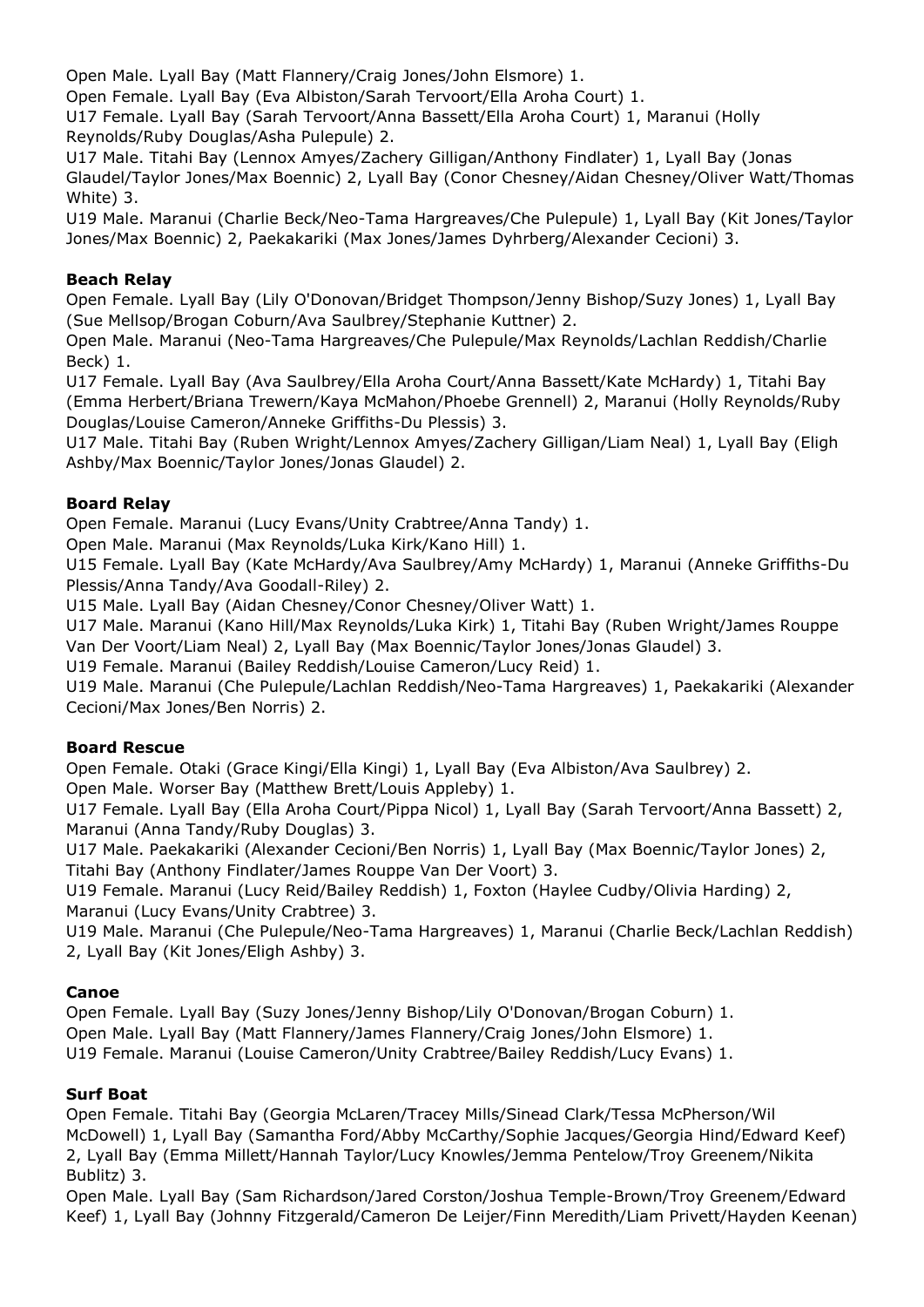Open Male. Lyall Bay (Matt Flannery/Craig Jones/John Elsmore) 1.
Open Female. Lyall Bay (Eva Albiston/Sarah Tervoort/Ella Aroha Court) 1.
U17 Female. Lyall Bay (Sarah Tervoort/Anna Bassett/Ella Aroha Court) 1, Maranui (Holly Reynolds/Ruby Douglas/Asha Pulepule) 2.
U17 Male. Titahi Bay (Lennox Amyes/Zachery Gilligan/Anthony Findlater) 1, Lyall Bay (Jonas Glaudel/Taylor Jones/Max Boennic) 2, Lyall Bay (Conor Chesney/Aidan Chesney/Oliver Watt/Thomas White) 3.
U19 Male. Maranui (Charlie Beck/Neo-Tama Hargreaves/Che Pulepule) 1, Lyall Bay (Kit Jones/Taylor Jones/Max Boennic) 2, Paekakariki (Max Jones/James Dyhrberg/Alexander Cecioni) 3.

**Beach Relay**

Open Female. Lyall Bay (Lily O'Donovan/Bridget Thompson/Jenny Bishop/Suzy Jones) 1, Lyall Bay (Sue Mellsop/Brogan Coburn/Ava Saulbrey/Stephanie Kuttner) 2.
Open Male. Maranui (Neo-Tama Hargreaves/Che Pulepule/Max Reynolds/Lachlan Reddish/Charlie Beck) 1.
U17 Female. Lyall Bay (Ava Saulbrey/Ella Aroha Court/Anna Bassett/Kate McHardy) 1, Titahi Bay (Emma Herbert/Briana Trewern/Kaya McMahon/Phoebe Grennell) 2, Maranui (Holly Reynolds/Ruby Douglas/Louise Cameron/Anneke Griffiths-Du Plessis) 3.
U17 Male. Titahi Bay (Ruben Wright/Lennox Amyes/Zachery Gilligan/Liam Neal) 1, Lyall Bay (Eligh Ashby/Max Boennic/Taylor Jones/Jonas Glaudel) 2.

**Board Relay**

Open Female. Maranui (Lucy Evans/Unity Crabtree/Anna Tandy) 1.
Open Male. Maranui (Max Reynolds/Luka Kirk/Kano Hill) 1.
U15 Female. Lyall Bay (Kate McHardy/Ava Saulbrey/Amy McHardy) 1, Maranui (Anneke Griffiths-Du Plessis/Anna Tandy/Ava Goodall-Riley) 2.
U15 Male. Lyall Bay (Aidan Chesney/Conor Chesney/Oliver Watt) 1.
U17 Male. Maranui (Kano Hill/Max Reynolds/Luka Kirk) 1, Titahi Bay (Ruben Wright/James Rouppe Van Der Voort/Liam Neal) 2, Lyall Bay (Max Boennic/Taylor Jones/Jonas Glaudel) 3.
U19 Female. Maranui (Bailey Reddish/Louise Cameron/Lucy Reid) 1.
U19 Male. Maranui (Che Pulepule/Lachlan Reddish/Neo-Tama Hargreaves) 1, Paekakariki (Alexander Cecioni/Max Jones/Ben Norris) 2.

**Board Rescue**

Open Female. Otaki (Grace Kingi/Ella Kingi) 1, Lyall Bay (Eva Albiston/Ava Saulbrey) 2.
Open Male. Worser Bay (Matthew Brett/Louis Appleby) 1.
U17 Female. Lyall Bay (Ella Aroha Court/Pippa Nicol) 1, Lyall Bay (Sarah Tervoort/Anna Bassett) 2, Maranui (Anna Tandy/Ruby Douglas) 3.
U17 Male. Paekakariki (Alexander Cecioni/Ben Norris) 1, Lyall Bay (Max Boennic/Taylor Jones) 2, Titahi Bay (Anthony Findlater/James Rouppe Van Der Voort) 3.
U19 Female. Maranui (Lucy Reid/Bailey Reddish) 1, Foxton (Haylee Cudby/Olivia Harding) 2, Maranui (Lucy Evans/Unity Crabtree) 3.
U19 Male. Maranui (Che Pulepule/Neo-Tama Hargreaves) 1, Maranui (Charlie Beck/Lachlan Reddish) 2, Lyall Bay (Kit Jones/Eligh Ashby) 3.

**Canoe**

Open Female. Lyall Bay (Suzy Jones/Jenny Bishop/Lily O'Donovan/Brogan Coburn) 1.
Open Male. Lyall Bay (Matt Flannery/James Flannery/Craig Jones/John Elsmore) 1.
U19 Female. Maranui (Louise Cameron/Unity Crabtree/Bailey Reddish/Lucy Evans) 1.

**Surf Boat**

Open Female. Titahi Bay (Georgia McLaren/Tracey Mills/Sinead Clark/Tessa McPherson/Wil McDowell) 1, Lyall Bay (Samantha Ford/Abby McCarthy/Sophie Jacques/Georgia Hind/Edward Keef) 2, Lyall Bay (Emma Millett/Hannah Taylor/Lucy Knowles/Jemma Pentelow/Troy Greenem/Nikita Bublitz) 3.
Open Male. Lyall Bay (Sam Richardson/Jared Corston/Joshua Temple-Brown/Troy Greenem/Edward Keef) 1, Lyall Bay (Johnny Fitzgerald/Cameron De Leijer/Finn Meredith/Liam Privett/Hayden Keenan)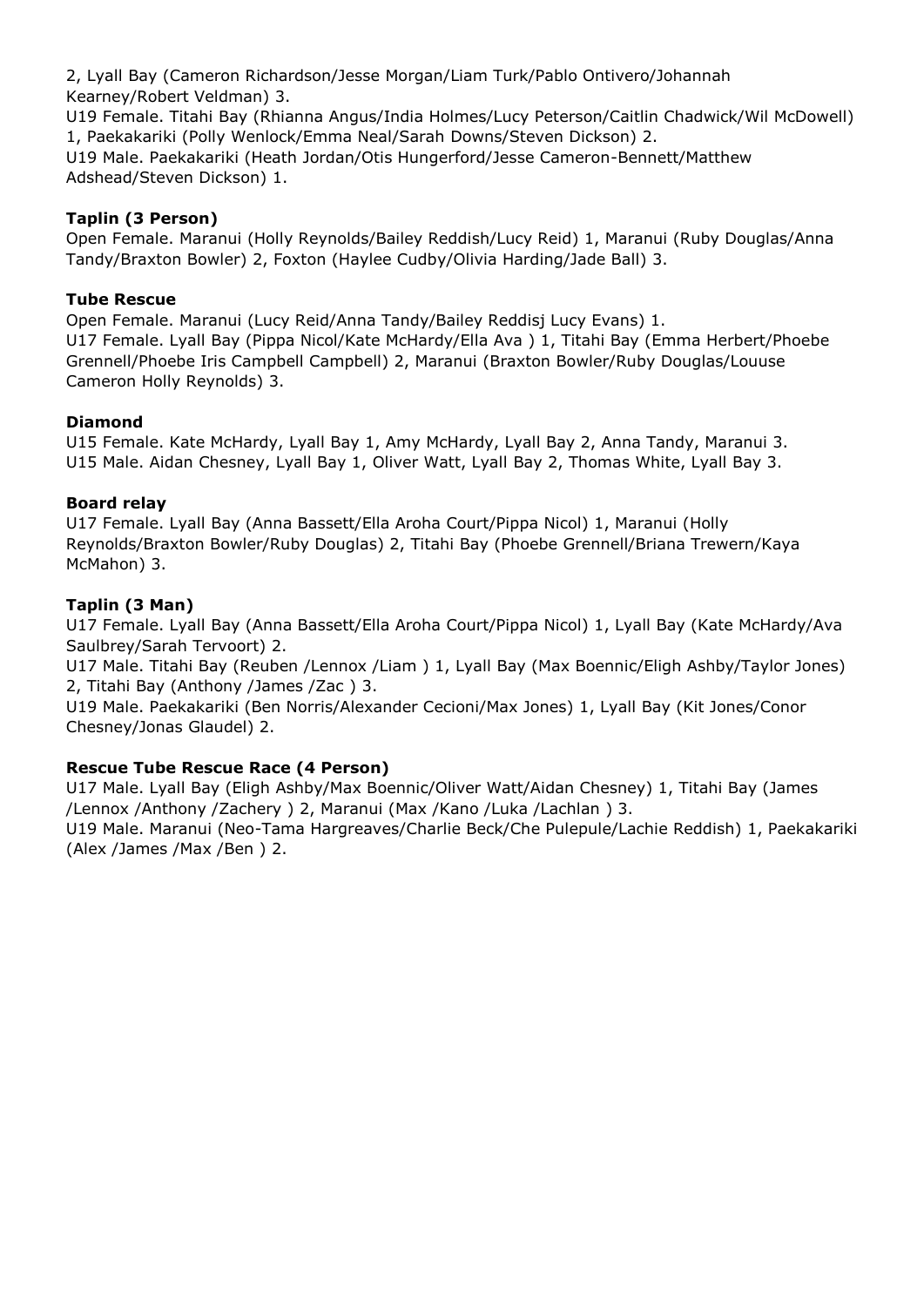2, Lyall Bay (Cameron Richardson/Jesse Morgan/Liam Turk/Pablo Ontivero/Johannah Kearney/Robert Veldman) 3.
U19 Female. Titahi Bay (Rhianna Angus/India Holmes/Lucy Peterson/Caitlin Chadwick/Wil McDowell) 1, Paekakariki (Polly Wenlock/Emma Neal/Sarah Downs/Steven Dickson) 2.
U19 Male. Paekakariki (Heath Jordan/Otis Hungerford/Jesse Cameron-Bennett/Matthew Adshead/Steven Dickson) 1.

**Taplin (3 Person)**
Open Female. Maranui (Holly Reynolds/Bailey Reddish/Lucy Reid) 1, Maranui (Ruby Douglas/Anna Tandy/Braxton Bowler) 2, Foxton (Haylee Cudby/Olivia Harding/Jade Ball) 3.

**Tube Rescue**
Open Female. Maranui (Lucy Reid/Anna Tandy/Bailey Reddisj Lucy Evans) 1.
U17 Female. Lyall Bay (Pippa Nicol/Kate McHardy/Ella Ava ) 1, Titahi Bay (Emma Herbert/Phoebe Grennell/Phoebe Iris Campbell Campbell) 2, Maranui (Braxton Bowler/Ruby Douglas/Louuse Cameron Holly Reynolds) 3.

**Diamond**
U15 Female. Kate McHardy, Lyall Bay 1, Amy McHardy, Lyall Bay 2, Anna Tandy, Maranui 3.
U15 Male. Aidan Chesney, Lyall Bay 1, Oliver Watt, Lyall Bay 2, Thomas White, Lyall Bay 3.

**Board relay**
U17 Female. Lyall Bay (Anna Bassett/Ella Aroha Court/Pippa Nicol) 1, Maranui (Holly Reynolds/Braxton Bowler/Ruby Douglas) 2, Titahi Bay (Phoebe Grennell/Briana Trewern/Kaya McMahon) 3.

**Taplin (3 Man)**
U17 Female. Lyall Bay (Anna Bassett/Ella Aroha Court/Pippa Nicol) 1, Lyall Bay (Kate McHardy/Ava Saulbrey/Sarah Tervoort) 2.
U17 Male. Titahi Bay (Reuben /Lennox /Liam ) 1, Lyall Bay (Max Boennic/Eligh Ashby/Taylor Jones) 2, Titahi Bay (Anthony /James /Zac ) 3.
U19 Male. Paekakariki (Ben Norris/Alexander Cecioni/Max Jones) 1, Lyall Bay (Kit Jones/Conor Chesney/Jonas Glaudel) 2.

**Rescue Tube Rescue Race (4 Person)**
U17 Male. Lyall Bay (Eligh Ashby/Max Boennic/Oliver Watt/Aidan Chesney) 1, Titahi Bay (James /Lennox /Anthony /Zachery ) 2, Maranui (Max /Kano /Luka /Lachlan ) 3.
U19 Male. Maranui (Neo-Tama Hargreaves/Charlie Beck/Che Pulepule/Lachie Reddish) 1, Paekakariki (Alex /James /Max /Ben ) 2.